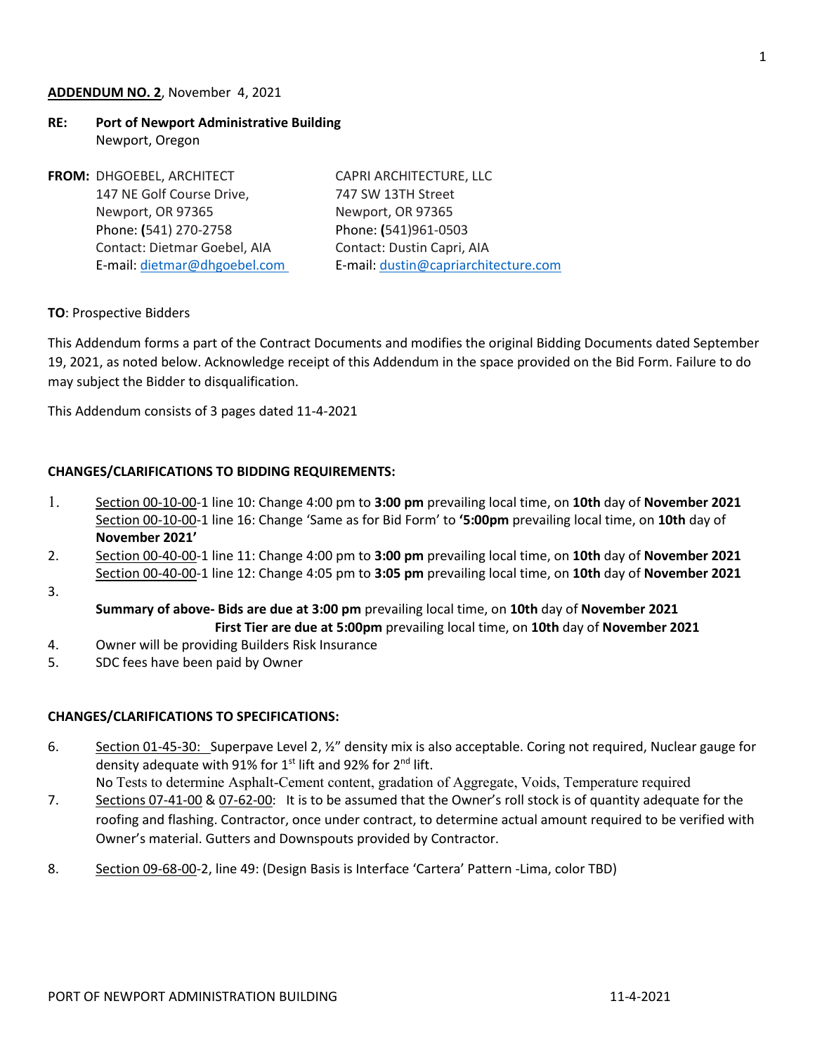**ADDENDUM NO. 2**, November 4, 2021

**RE: Port of Newport Administrative Building**
Newport, Oregon

**FROM:** DHGOEBEL, ARCHITECT
147 NE Golf Course Drive,
Newport, OR 97365
Phone: (541) 270-2758
Contact: Dietmar Goebel, AIA
E-mail: dietmar@dhgoebel.com

CAPRI ARCHITECTURE, LLC
747 SW 13TH Street
Newport, OR 97365
Phone: (541)961-0503
Contact: Dustin Capri, AIA
E-mail: dustin@capriarchitecture.com

**TO**: Prospective Bidders

This Addendum forms a part of the Contract Documents and modifies the original Bidding Documents dated September 19, 2021, as noted below. Acknowledge receipt of this Addendum in the space provided on the Bid Form. Failure to do may subject the Bidder to disqualification.

This Addendum consists of 3 pages dated 11-4-2021

**CHANGES/CLARIFICATIONS TO BIDDING REQUIREMENTS:**

1. Section 00-10-00-1 line 10: Change 4:00 pm to **3:00 pm** prevailing local time, on **10th** day of **November 2021**
   Section 00-10-00-1 line 16: Change 'Same as for Bid Form' to **'5:00pm** prevailing local time, on **10th** day of **November 2021'**
2. Section 00-40-00-1 line 11: Change 4:00 pm to **3:00 pm** prevailing local time, on **10th** day of **November 2021**
   Section 00-40-00-1 line 12: Change 4:05 pm to **3:05 pm** prevailing local time, on **10th** day of **November 2021**
3. **Summary of above- Bids are due at 3:00 pm** prevailing local time, on **10th** day of **November 2021**
   **First Tier are due at 5:00pm** prevailing local time, on **10th** day of **November 2021**
4. Owner will be providing Builders Risk Insurance
5. SDC fees have been paid by Owner

**CHANGES/CLARIFICATIONS TO SPECIFICATIONS:**

6. Section 01-45-30: Superpave Level 2, ½" density mix is also acceptable. Coring not required, Nuclear gauge for density adequate with 91% for 1st lift and 92% for 2nd lift.
   No Tests to determine Asphalt-Cement content, gradation of Aggregate, Voids, Temperature required
7. Sections 07-41-00 & 07-62-00: It is to be assumed that the Owner's roll stock is of quantity adequate for the roofing and flashing. Contractor, once under contract, to determine actual amount required to be verified with Owner's material. Gutters and Downspouts provided by Contractor.
8. Section 09-68-00-2, line 49: (Design Basis is Interface 'Cartera' Pattern -Lima, color TBD)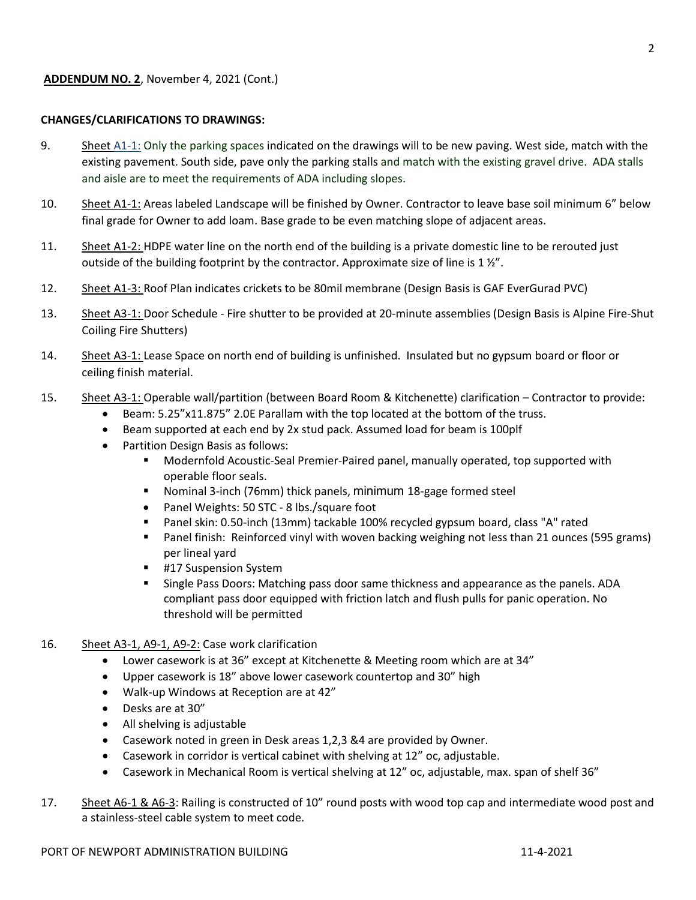**ADDENDUM NO. 2**, November 4, 2021 (Cont.)

**CHANGES/CLARIFICATIONS TO DRAWINGS:**

9. Sheet A1-1: Only the parking spaces indicated on the drawings will to be new paving. West side, match with the existing pavement. South side, pave only the parking stalls and match with the existing gravel drive. ADA stalls and aisle are to meet the requirements of ADA including slopes.

10. Sheet A1-1: Areas labeled Landscape will be finished by Owner. Contractor to leave base soil minimum 6" below final grade for Owner to add loam. Base grade to be even matching slope of adjacent areas.

11. Sheet A1-2: HDPE water line on the north end of the building is a private domestic line to be rerouted just outside of the building footprint by the contractor. Approximate size of line is 1 ½".

12. Sheet A1-3: Roof Plan indicates crickets to be 80mil membrane (Design Basis is GAF EverGurad PVC)

13. Sheet A3-1: Door Schedule - Fire shutter to be provided at 20-minute assemblies (Design Basis is Alpine Fire-Shut Coiling Fire Shutters)

14. Sheet A3-1: Lease Space on north end of building is unfinished. Insulated but no gypsum board or floor or ceiling finish material.

15. Sheet A3-1: Operable wall/partition (between Board Room & Kitchenette) clarification – Contractor to provide:
    - Beam: 5.25"x11.875" 2.0E Parallam with the top located at the bottom of the truss.
    - Beam supported at each end by 2x stud pack. Assumed load for beam is 100plf
    - Partition Design Basis as follows:
        - Modernfold Acoustic-Seal Premier-Paired panel, manually operated, top supported with operable floor seals.
        - Nominal 3-inch (76mm) thick panels, minimum 18-gage formed steel
        - Panel Weights: 50 STC - 8 lbs./square foot
        - Panel skin: 0.50-inch (13mm) tackable 100% recycled gypsum board, class "A" rated
        - Panel finish: Reinforced vinyl with woven backing weighing not less than 21 ounces (595 grams) per lineal yard
        - #17 Suspension System
        - Single Pass Doors: Matching pass door same thickness and appearance as the panels. ADA compliant pass door equipped with friction latch and flush pulls for panic operation. No threshold will be permitted

16. Sheet A3-1, A9-1, A9-2: Case work clarification
    - Lower casework is at 36" except at Kitchenette & Meeting room which are at 34"
    - Upper casework is 18" above lower casework countertop and 30" high
    - Walk-up Windows at Reception are at 42"
    - Desks are at 30"
    - All shelving is adjustable
    - Casework noted in green in Desk areas 1,2,3 &4 are provided by Owner.
    - Casework in corridor is vertical cabinet with shelving at 12" oc, adjustable.
    - Casework in Mechanical Room is vertical shelving at 12" oc, adjustable, max. span of shelf 36"

17. Sheet A6-1 & A6-3: Railing is constructed of 10" round posts with wood top cap and intermediate wood post and a stainless-steel cable system to meet code.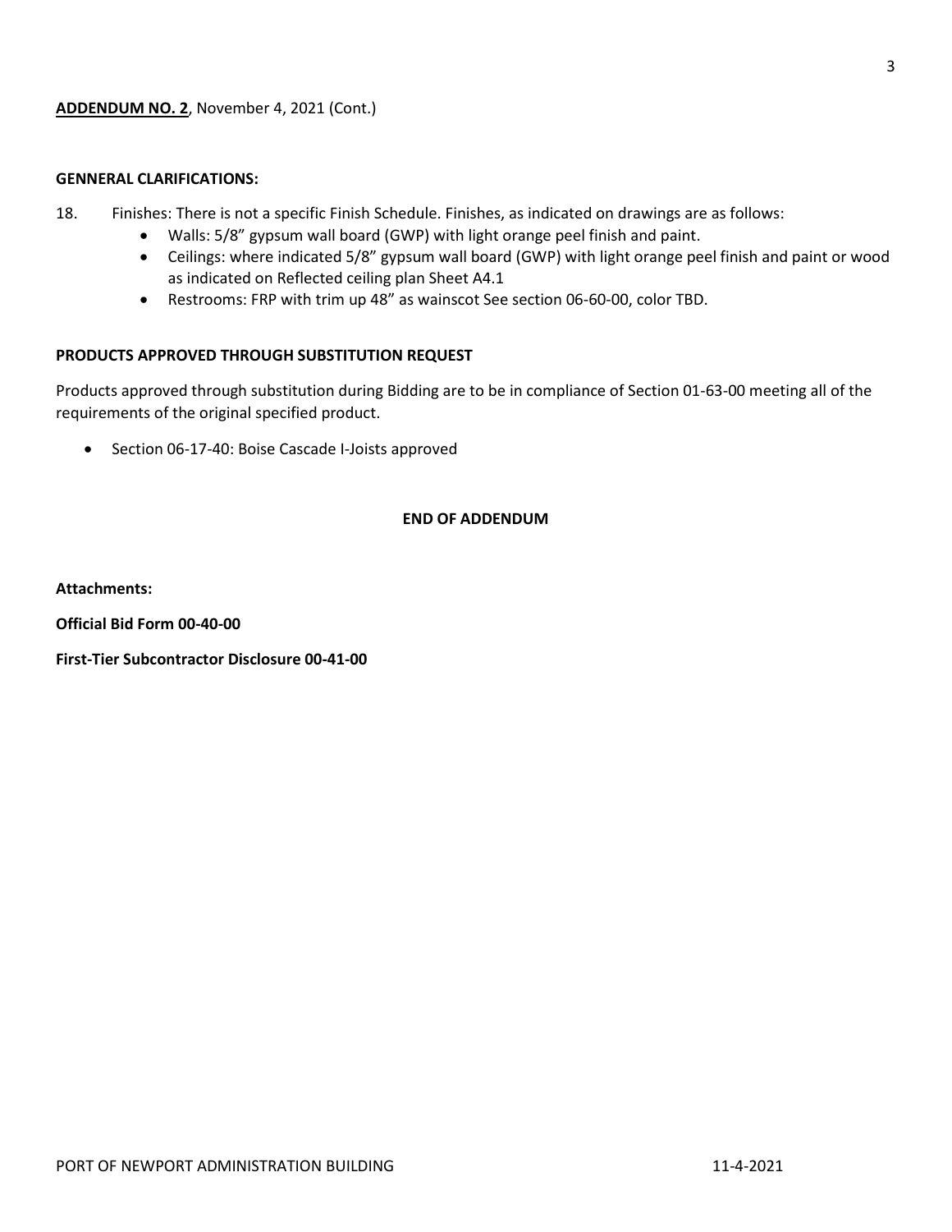**ADDENDUM NO. 2**, November 4, 2021 (Cont.)

**GENNERAL CLARIFICATIONS:**

18. Finishes: There is not a specific Finish Schedule. Finishes, as indicated on drawings are as follows:
    - Walls: 5/8" gypsum wall board (GWP) with light orange peel finish and paint.
    - Ceilings: where indicated 5/8" gypsum wall board (GWP) with light orange peel finish and paint or wood as indicated on Reflected ceiling plan Sheet A4.1
    - Restrooms: FRP with trim up 48" as wainscot See section 06-60-00, color TBD.

**PRODUCTS APPROVED THROUGH SUBSTITUTION REQUEST**

Products approved through substitution during Bidding are to be in compliance of Section 01-63-00 meeting all of the requirements of the original specified product.

- Section 06-17-40: Boise Cascade I-Joists approved

**END OF ADDENDUM**

**Attachments:**

**Official Bid Form 00-40-00**

**First-Tier Subcontractor Disclosure 00-41-00**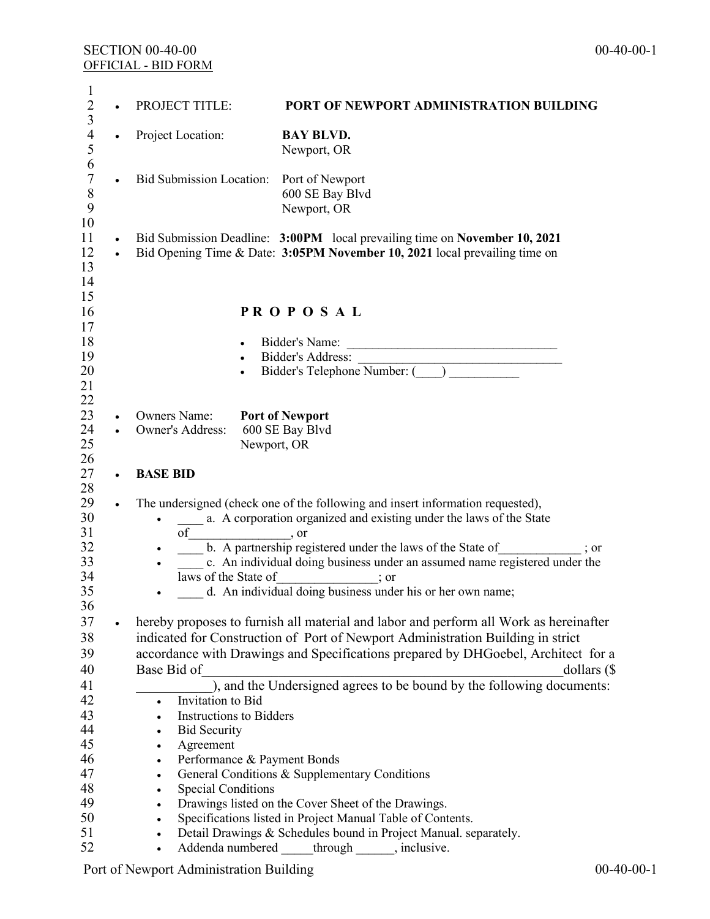SECTION 00-40-00
OFFICIAL - BID FORM

- PROJECT TITLE: **PORT OF NEWPORT ADMINISTRATION BUILDING**
- Project Location: **BAY BLVD.**
  Newport, OR
- Bid Submission Location: Port of Newport
  600 SE Bay Blvd
  Newport, OR
- Bid Submission Deadline: **3:00PM** local prevailing time on **November 10, 2021**
- Bid Opening Time & Date: **3:05PM November 10, 2021** local prevailing time on

## P R O P O S A L

- Bidder's Name: ________________________________
- Bidder's Address: ________________________________
- Bidder's Telephone Number: (____) ___________

- Owners Name: **Port of Newport**
- Owner's Address: 600 SE Bay Blvd
  Newport, OR

- **BASE BID**

- The undersigned (check one of the following and insert information requested),
  - ____ a. A corporation organized and existing under the laws of the State of_______________, or
  - ____ b. A partnership registered under the laws of the State of____________ ; or
  - ____ c. An individual doing business under an assumed name registered under the laws of the State of_______________; or
  - ____ d. An individual doing business under his or her own name;

- hereby proposes to furnish all material and labor and perform all Work as hereinafter indicated for Construction of Port of Newport Administration Building in strict accordance with Drawings and Specifications prepared by DHGoebel, Architect for a Base Bid of_____________________________________________________dollars ($ __________), and the Undersigned agrees to be bound by the following documents:
  - Invitation to Bid
  - Instructions to Bidders
  - Bid Security
  - Agreement
  - Performance & Payment Bonds
  - General Conditions & Supplementary Conditions
  - Special Conditions
  - Drawings listed on the Cover Sheet of the Drawings.
  - Specifications listed in Project Manual Table of Contents.
  - Detail Drawings & Schedules bound in Project Manual. separately.
  - Addenda numbered _____through ______, inclusive.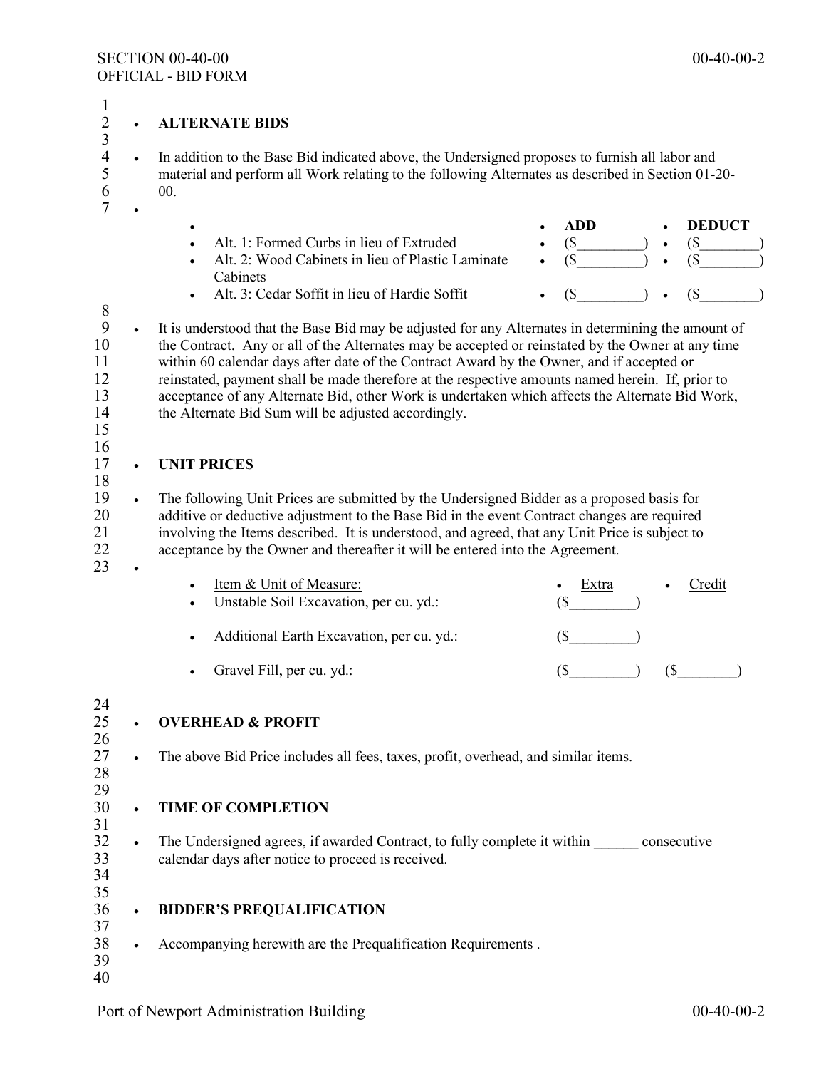## ALTERNATE BIDS

In addition to the Base Bid indicated above, the Undersigned proposes to furnish all labor and material and perform all Work relating to the following Alternates as described in Section 01-20-00.

| | ADD | DEDUCT |
|---|---|---|
| Alt. 1: Formed Curbs in lieu of Extruded | ($_________) | ($________) |
| Alt. 2: Wood Cabinets in lieu of Plastic Laminate Cabinets | ($_________) | ($________) |
| Alt. 3: Cedar Soffit in lieu of Hardie Soffit | ($_________) | ($________) |

It is understood that the Base Bid may be adjusted for any Alternates in determining the amount of the Contract. Any or all of the Alternates may be accepted or reinstated by the Owner at any time within 60 calendar days after date of the Contract Award by the Owner, and if accepted or reinstated, payment shall be made therefore at the respective amounts named herein. If, prior to acceptance of any Alternate Bid, other Work is undertaken which affects the Alternate Bid Work, the Alternate Bid Sum will be adjusted accordingly.

## UNIT PRICES

The following Unit Prices are submitted by the Undersigned Bidder as a proposed basis for additive or deductive adjustment to the Base Bid in the event Contract changes are required involving the Items described. It is understood, and agreed, that any Unit Price is subject to acceptance by the Owner and thereafter it will be entered into the Agreement.

| Item & Unit of Measure: | Extra | Credit |
|---|---|---|
| Unstable Soil Excavation, per cu. yd.: | ($_________) | |
| Additional Earth Excavation, per cu. yd.: | ($_________) | |
| Gravel Fill, per cu. yd.: | ($_________) | ($________) |

## OVERHEAD & PROFIT

The above Bid Price includes all fees, taxes, profit, overhead, and similar items.

## TIME OF COMPLETION

The Undersigned agrees, if awarded Contract, to fully complete it within ______ consecutive calendar days after notice to proceed is received.

## BIDDER'S PREQUALIFICATION

Accompanying herewith are the Prequalification Requirements .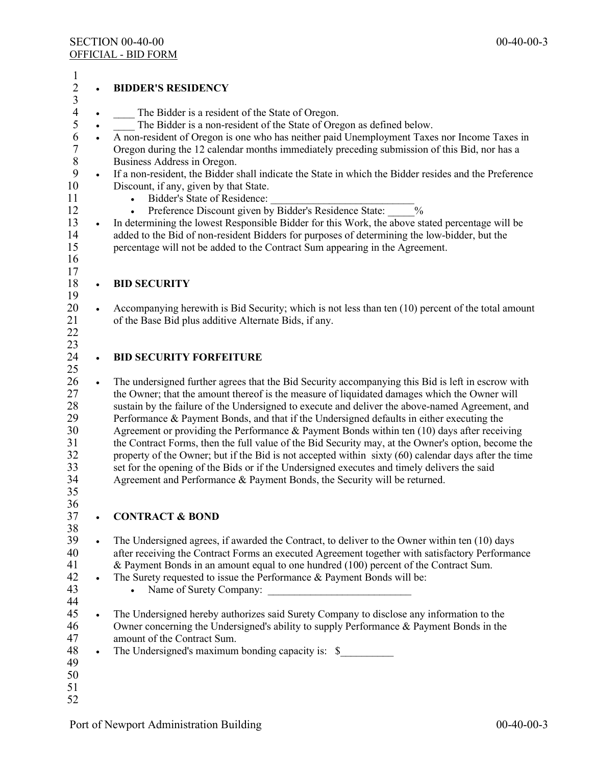- **BIDDER'S RESIDENCY**

- ____ The Bidder is a resident of the State of Oregon.
- ____ The Bidder is a non-resident of the State of Oregon as defined below.
- A non-resident of Oregon is one who has neither paid Unemployment Taxes nor Income Taxes in Oregon during the 12 calendar months immediately preceding submission of this Bid, nor has a Business Address in Oregon.
- If a non-resident, the Bidder shall indicate the State in which the Bidder resides and the Preference Discount, if any, given by that State.
  - Bidder's State of Residence: ___________________________
  - Preference Discount given by Bidder's Residence State: _____%
- In determining the lowest Responsible Bidder for this Work, the above stated percentage will be added to the Bid of non-resident Bidders for purposes of determining the low-bidder, but the percentage will not be added to the Contract Sum appearing in the Agreement.

- **BID SECURITY**

- Accompanying herewith is Bid Security; which is not less than ten (10) percent of the total amount of the Base Bid plus additive Alternate Bids, if any.

- **BID SECURITY FORFEITURE**

- The undersigned further agrees that the Bid Security accompanying this Bid is left in escrow with the Owner; that the amount thereof is the measure of liquidated damages which the Owner will sustain by the failure of the Undersigned to execute and deliver the above-named Agreement, and Performance & Payment Bonds, and that if the Undersigned defaults in either executing the Agreement or providing the Performance & Payment Bonds within ten (10) days after receiving the Contract Forms, then the full value of the Bid Security may, at the Owner's option, become the property of the Owner; but if the Bid is not accepted within sixty (60) calendar days after the time set for the opening of the Bids or if the Undersigned executes and timely delivers the said Agreement and Performance & Payment Bonds, the Security will be returned.

- **CONTRACT & BOND**

- The Undersigned agrees, if awarded the Contract, to deliver to the Owner within ten (10) days after receiving the Contract Forms an executed Agreement together with satisfactory Performance & Payment Bonds in an amount equal to one hundred (100) percent of the Contract Sum.
- The Surety requested to issue the Performance & Payment Bonds will be:
  - Name of Surety Company: ___________________________

- The Undersigned hereby authorizes said Surety Company to disclose any information to the Owner concerning the Undersigned's ability to supply Performance & Payment Bonds in the amount of the Contract Sum.
- The Undersigned's maximum bonding capacity is: $__________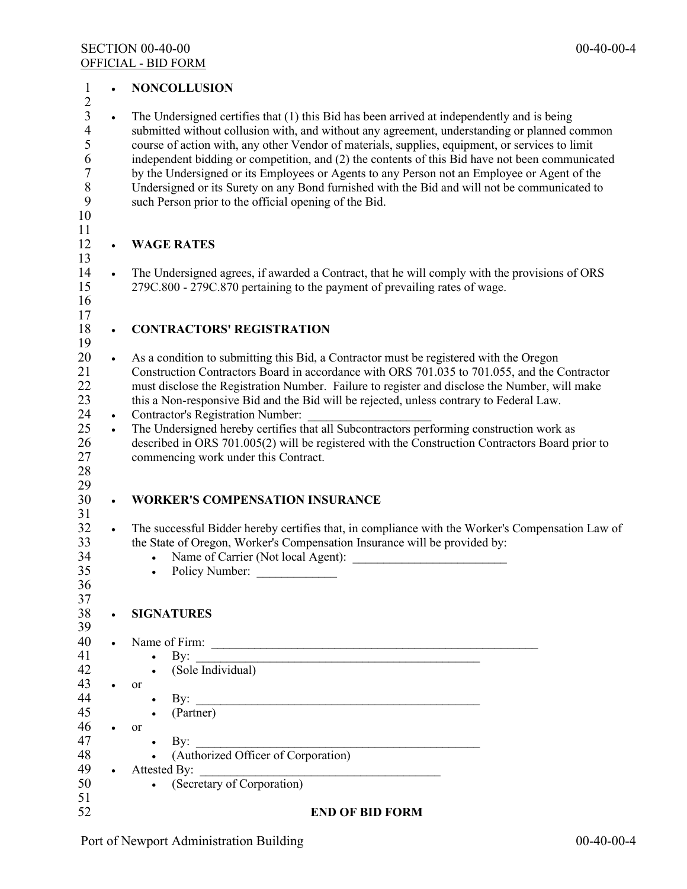- **NONCOLLUSION**

- The Undersigned certifies that (1) this Bid has been arrived at independently and is being submitted without collusion with, and without any agreement, understanding or planned common course of action with, any other Vendor of materials, supplies, equipment, or services to limit independent bidding or competition, and (2) the contents of this Bid have not been communicated by the Undersigned or its Employees or Agents to any Person not an Employee or Agent of the Undersigned or its Surety on any Bond furnished with the Bid and will not be communicated to such Person prior to the official opening of the Bid.

- **WAGE RATES**

- The Undersigned agrees, if awarded a Contract, that he will comply with the provisions of ORS 279C.800 - 279C.870 pertaining to the payment of prevailing rates of wage.

- **CONTRACTORS' REGISTRATION**

- As a condition to submitting this Bid, a Contractor must be registered with the Oregon Construction Contractors Board in accordance with ORS 701.035 to 701.055, and the Contractor must disclose the Registration Number. Failure to register and disclose the Number, will make this a Non-responsive Bid and the Bid will be rejected, unless contrary to Federal Law.
- Contractor's Registration Number: ____________________
- The Undersigned hereby certifies that all Subcontractors performing construction work as described in ORS 701.005(2) will be registered with the Construction Contractors Board prior to commencing work under this Contract.

- **WORKER'S COMPENSATION INSURANCE**

- The successful Bidder hereby certifies that, in compliance with the Worker's Compensation Law of the State of Oregon, Worker's Compensation Insurance will be provided by:
  - Name of Carrier (Not local Agent): _________________________
  - Policy Number: _____________

- **SIGNATURES**

- Name of Firm: ________________________________________________________
  - By: ________________________________________________
  - (Sole Individual)
- or
  - By: ________________________________________________
  - (Partner)
- or
  - By: ________________________________________________
  - (Authorized Officer of Corporation)
- Attested By: ________________________________________
  - (Secretary of Corporation)

**END OF BID FORM**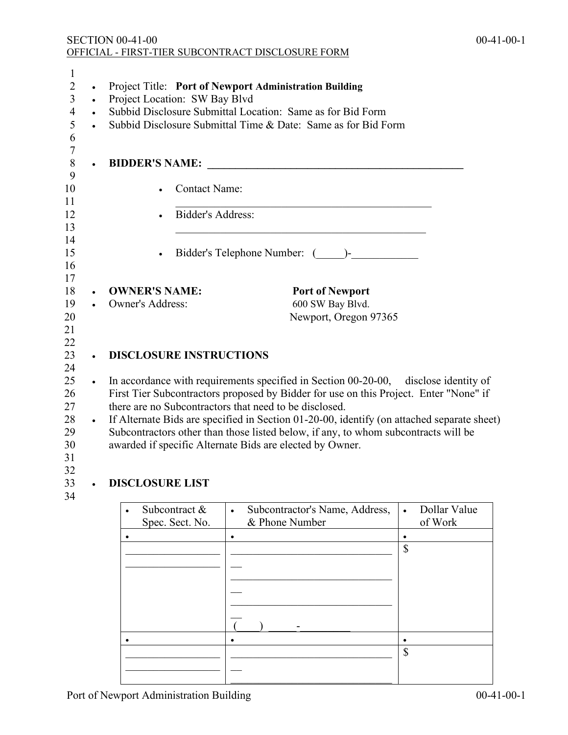SECTION 00-41-00
OFFICIAL - FIRST-TIER SUBCONTRACT DISCLOSURE FORM

- Project Title: **Port of Newport Administration Building**
- Project Location: SW Bay Blvd
- Subbid Disclosure Submittal Location: Same as for Bid Form
- Subbid Disclosure Submittal Time & Date: Same as for Bid Form

- **BIDDER'S NAME: _______________________________________________**
  - Contact Name: _______________________________________________
  - Bidder's Address: _______________________________________________
  - Bidder's Telephone Number: (_____)-____________

- **OWNER'S NAME:** **Port of Newport**
- Owner's Address: 600 SW Bay Blvd.
  Newport, Oregon 97365

- **DISCLOSURE INSTRUCTIONS**

- In accordance with requirements specified in Section 00-20-00, disclose identity of First Tier Subcontractors proposed by Bidder for use on this Project. Enter "None" if there are no Subcontractors that need to be disclosed.
- If Alternate Bids are specified in Section 01-20-00, identify (on attached separate sheet) Subcontractors other than those listed below, if any, to whom subcontracts will be awarded if specific Alternate Bids are elected by Owner.

- **DISCLOSURE LIST**

| Subcontract & Spec. Sect. No. | Subcontractor's Name, Address, & Phone Number | Dollar Value of Work |
|---|---|---|
| | | |
| _________________ _________________ | _______________________________ _______________________________ _______________________________ (____) _____-_________ | $ |
| | | |
| _________________ _________________ | _______________________________ _______________________________ | $ |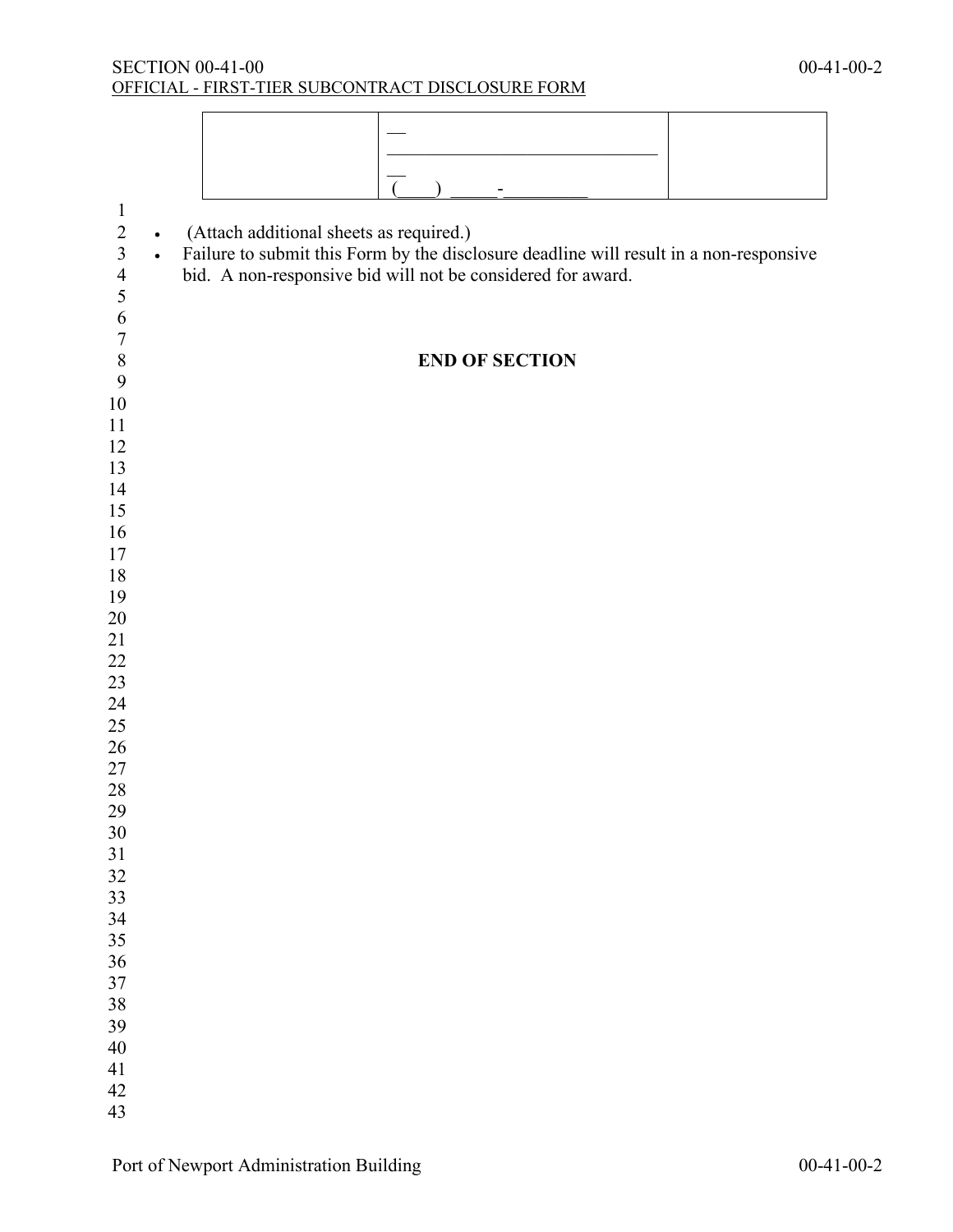| | | |
|---|---|---|
| | __<br>______________________________<br>__<br>(\_\_\_\_)  \_\_\_\_\_-\_\_\_\_\_\_\_\_\_ | |

- (Attach additional sheets as required.)
- Failure to submit this Form by the disclosure deadline will result in a non-responsive bid. A non-responsive bid will not be considered for award.

**END OF SECTION**